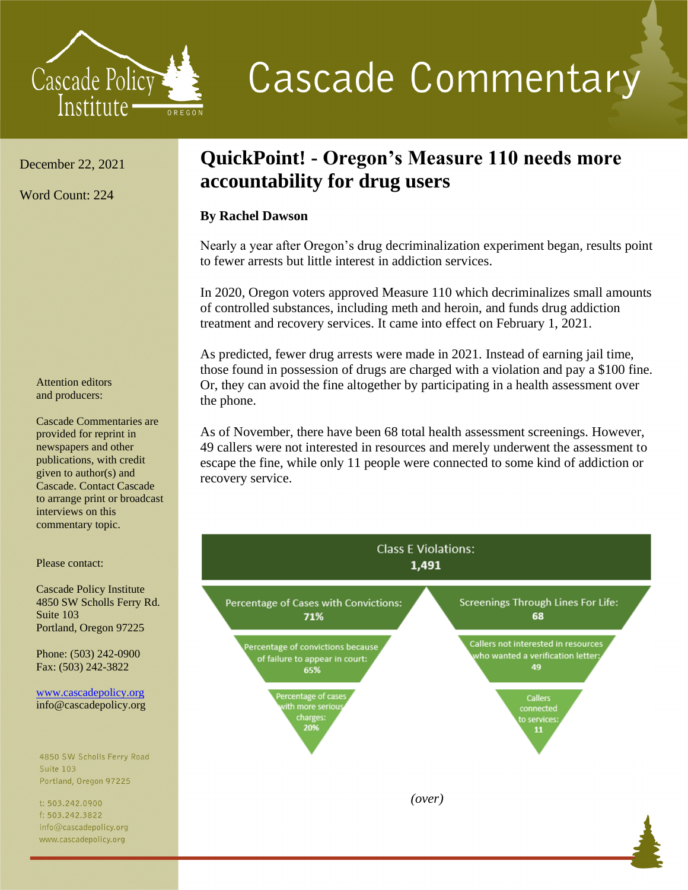# Cascade Commentary

Cascade Policy Institute
OREGON

December 22, 2021

Word Count: 224

## QuickPoint! - Oregon's Measure 110 needs more accountability for drug users

**By Rachel Dawson**

Nearly a year after Oregon's drug decriminalization experiment began, results point to fewer arrests but little interest in addiction services.

In 2020, Oregon voters approved Measure 110 which decriminalizes small amounts of controlled substances, including meth and heroin, and funds drug addiction treatment and recovery services. It came into effect on February 1, 2021.

As predicted, fewer drug arrests were made in 2021. Instead of earning jail time, those found in possession of drugs are charged with a violation and pay a $100 fine. Or, they can avoid the fine altogether by participating in a health assessment over the phone.

As of November, there have been 68 total health assessment screenings. However, 49 callers were not interested in resources and merely underwent the assessment to escape the fine, while only 11 people were connected to some kind of addiction or recovery service.

**Class E Violations: 1,491**

- Percentage of Cases with Convictions: **71%**
  - Percentage of convictions because of failure to appear in court: **65%**
  - Percentage of cases with more serious charges: **20%**
- Screenings Through Lines For Life: **68**
  - Callers not interested in resources who wanted a verification letter: **49**
  - Callers connected to services: **11**

*(over)*

Attention editors and producers:

Cascade Commentaries are provided for reprint in newspapers and other publications, with credit given to author(s) and Cascade. Contact Cascade to arrange print or broadcast interviews on this commentary topic.

Please contact:

Cascade Policy Institute
4850 SW Scholls Ferry Rd.
Suite 103
Portland, Oregon 97225

Phone: (503) 242-0900
Fax: (503) 242-3822

www.cascadepolicy.org
info@cascadepolicy.org

4850 SW Scholls Ferry Road
Suite 103
Portland, Oregon 97225

t: 503.242.0900
f: 503.242.3822
info@cascadepolicy.org
www.cascadepolicy.org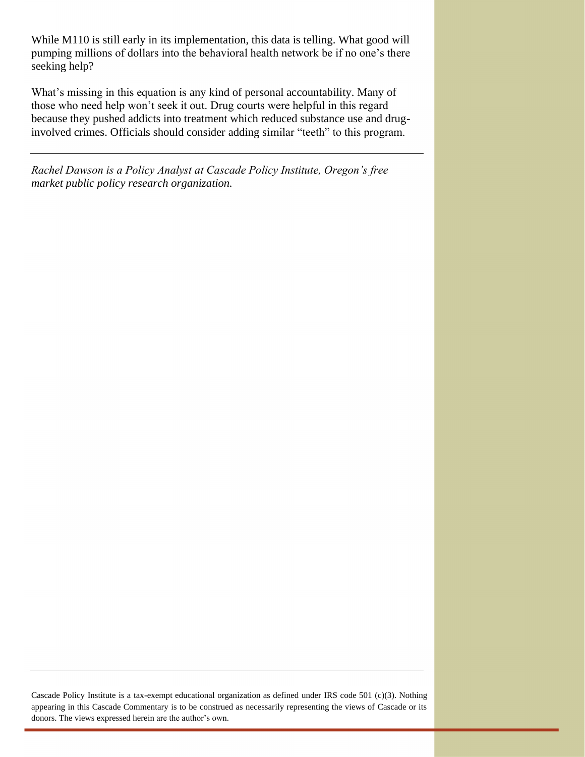While M110 is still early in its implementation, this data is telling. What good will pumping millions of dollars into the behavioral health network be if no one's there seeking help?

What's missing in this equation is any kind of personal accountability. Many of those who need help won't seek it out. Drug courts were helpful in this regard because they pushed addicts into treatment which reduced substance use and drug-involved crimes. Officials should consider adding similar "teeth" to this program.

---

*Rachel Dawson is a Policy Analyst at Cascade Policy Institute, Oregon's free market public policy research organization.*

---

Cascade Policy Institute is a tax-exempt educational organization as defined under IRS code 501 (c)(3). Nothing appearing in this Cascade Commentary is to be construed as necessarily representing the views of Cascade or its donors. The views expressed herein are the author's own.